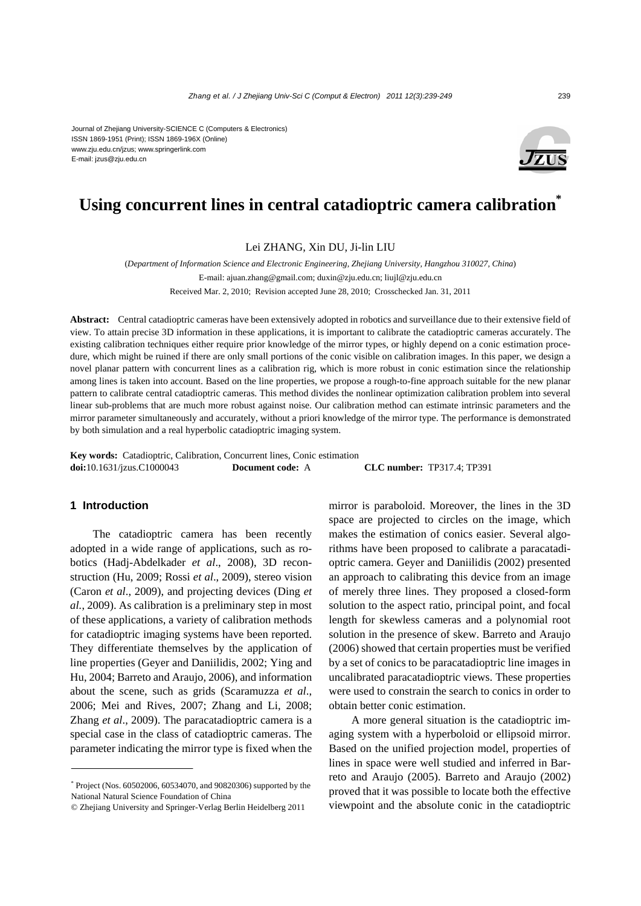Journal of Zhejiang University-SCIENCE C (Computers & Electronics)
ISSN 1869-1951 (Print); ISSN 1869-196X (Online)
www.zju.edu.cn/jzus; www.springerlink.com
E-mail: jzus@zju.edu.cn

# Using concurrent lines in central catadioptric camera calibration*

Lei ZHANG, Xin DU, Ji-lin LIU

(*Department of Information Science and Electronic Engineering, Zhejiang University, Hangzhou 310027, China*)
E-mail: ajuan.zhang@gmail.com; duxin@zju.edu.cn; liujl@zju.edu.cn
Received Mar. 2, 2010; Revision accepted June 28, 2010; Crosschecked Jan. 31, 2011

**Abstract:** Central catadioptric cameras have been extensively adopted in robotics and surveillance due to their extensive field of view. To attain precise 3D information in these applications, it is important to calibrate the catadioptric cameras accurately. The existing calibration techniques either require prior knowledge of the mirror types, or highly depend on a conic estimation procedure, which might be ruined if there are only small portions of the conic visible on calibration images. In this paper, we design a novel planar pattern with concurrent lines as a calibration rig, which is more robust in conic estimation since the relationship among lines is taken into account. Based on the line properties, we propose a rough-to-fine approach suitable for the new planar pattern to calibrate central catadioptric cameras. This method divides the nonlinear optimization calibration problem into several linear sub-problems that are much more robust against noise. Our calibration method can estimate intrinsic parameters and the mirror parameter simultaneously and accurately, without a priori knowledge of the mirror type. The performance is demonstrated by both simulation and a real hyperbolic catadioptric imaging system.

**Key words:** Catadioptric, Calibration, Concurrent lines, Conic estimation
**doi:**10.1631/jzus.C1000043 **Document code:** A **CLC number:** TP317.4; TP391

## 1 Introduction

The catadioptric camera has been recently adopted in a wide range of applications, such as robotics (Hadj-Abdelkader *et al*., 2008), 3D reconstruction (Hu, 2009; Rossi *et al*., 2009), stereo vision (Caron *et al*., 2009), and projecting devices (Ding *et al.*, 2009). As calibration is a preliminary step in most of these applications, a variety of calibration methods for catadioptric imaging systems have been reported. They differentiate themselves by the application of line properties (Geyer and Daniilidis, 2002; Ying and Hu, 2004; Barreto and Araujo, 2006), and information about the scene, such as grids (Scaramuzza *et al*., 2006; Mei and Rives, 2007; Zhang and Li, 2008; Zhang *et al*., 2009). The paracatadioptric camera is a special case in the class of catadioptric cameras. The parameter indicating the mirror type is fixed when the mirror is paraboloid. Moreover, the lines in the 3D space are projected to circles on the image, which makes the estimation of conics easier. Several algorithms have been proposed to calibrate a paracatadioptric camera. Geyer and Daniilidis (2002) presented an approach to calibrating this device from an image of merely three lines. They proposed a closed-form solution to the aspect ratio, principal point, and focal length for skewless cameras and a polynomial root solution in the presence of skew. Barreto and Araujo (2006) showed that certain properties must be verified by a set of conics to be paracatadioptric line images in uncalibrated paracatadioptric views. These properties were used to constrain the search to conics in order to obtain better conic estimation.

A more general situation is the catadioptric imaging system with a hyperboloid or ellipsoid mirror. Based on the unified projection model, properties of lines in space were well studied and inferred in Barreto and Araujo (2005). Barreto and Araujo (2002) proved that it was possible to locate both the effective viewpoint and the absolute conic in the catadioptric

* Project (Nos. 60502006, 60534070, and 90820306) supported by the National Natural Science Foundation of China

© Zhejiang University and Springer-Verlag Berlin Heidelberg 2011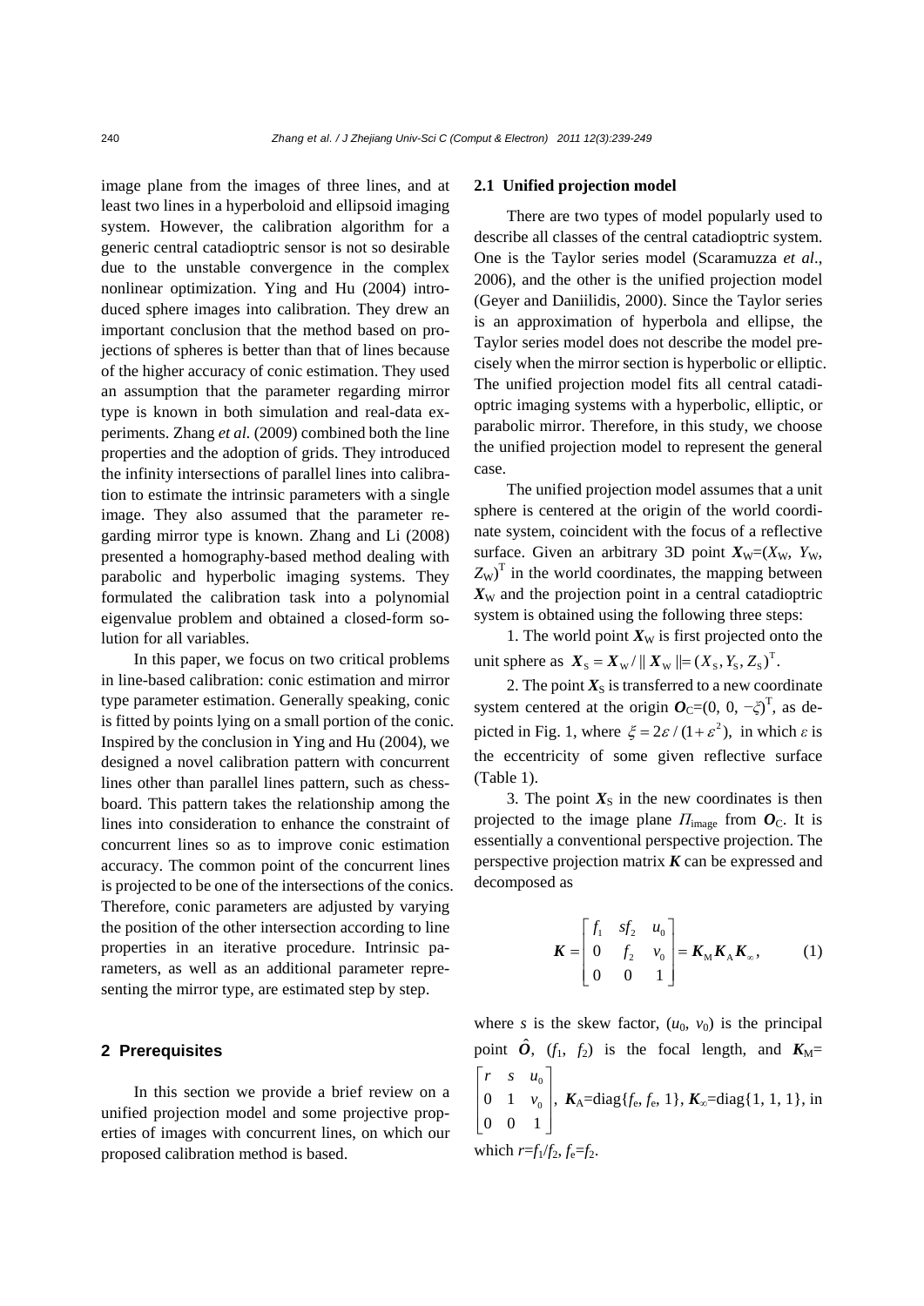image plane from the images of three lines, and at least two lines in a hyperboloid and ellipsoid imaging system. However, the calibration algorithm for a generic central catadioptric sensor is not so desirable due to the unstable convergence in the complex nonlinear optimization. Ying and Hu (2004) introduced sphere images into calibration. They drew an important conclusion that the method based on projections of spheres is better than that of lines because of the higher accuracy of conic estimation. They used an assumption that the parameter regarding mirror type is known in both simulation and real-data experiments. Zhang *et al.* (2009) combined both the line properties and the adoption of grids. They introduced the infinity intersections of parallel lines into calibration to estimate the intrinsic parameters with a single image. They also assumed that the parameter regarding mirror type is known. Zhang and Li (2008) presented a homography-based method dealing with parabolic and hyperbolic imaging systems. They formulated the calibration task into a polynomial eigenvalue problem and obtained a closed-form solution for all variables.

In this paper, we focus on two critical problems in line-based calibration: conic estimation and mirror type parameter estimation. Generally speaking, conic is fitted by points lying on a small portion of the conic. Inspired by the conclusion in Ying and Hu (2004), we designed a novel calibration pattern with concurrent lines other than parallel lines pattern, such as chessboard. This pattern takes the relationship among the lines into consideration to enhance the constraint of concurrent lines so as to improve conic estimation accuracy. The common point of the concurrent lines is projected to be one of the intersections of the conics. Therefore, conic parameters are adjusted by varying the position of the other intersection according to line properties in an iterative procedure. Intrinsic parameters, as well as an additional parameter representing the mirror type, are estimated step by step.

## 2 Prerequisites

In this section we provide a brief review on a unified projection model and some projective properties of images with concurrent lines, on which our proposed calibration method is based.

### 2.1 Unified projection model

There are two types of model popularly used to describe all classes of the central catadioptric system. One is the Taylor series model (Scaramuzza *et al*., 2006), and the other is the unified projection model (Geyer and Daniilidis, 2000). Since the Taylor series is an approximation of hyperbola and ellipse, the Taylor series model does not describe the model precisely when the mirror section is hyperbolic or elliptic. The unified projection model fits all central catadioptric imaging systems with a hyperbolic, elliptic, or parabolic mirror. Therefore, in this study, we choose the unified projection model to represent the general case.

The unified projection model assumes that a unit sphere is centered at the origin of the world coordinate system, coincident with the focus of a reflective surface. Given an arbitrary 3D point $\boldsymbol{X}_{\mathrm{W}}=(X_{\mathrm{W}}, Y_{\mathrm{W}}, Z_{\mathrm{W}})^{\mathrm{T}}$ in the world coordinates, the mapping between $\boldsymbol{X}_{\mathrm{W}}$ and the projection point in a central catadioptric system is obtained using the following three steps:

1. The world point $\boldsymbol{X}_{\mathrm{W}}$ is first projected onto the unit sphere as $\boldsymbol{X}_{\mathrm{S}}=\boldsymbol{X}_{\mathrm{W}}/\|\boldsymbol{X}_{\mathrm{W}}\|=(X_{\mathrm{S}}, Y_{\mathrm{S}}, Z_{\mathrm{S}})^{\mathrm{T}}$.

2. The point $\boldsymbol{X}_{\mathrm{S}}$ is transferred to a new coordinate system centered at the origin $\boldsymbol{O}_{\mathrm{C}}=(0, 0, -\xi)^{\mathrm{T}}$, as depicted in Fig. 1, where $\xi=2\varepsilon/(1+\varepsilon^2)$, in which $\varepsilon$ is the eccentricity of some given reflective surface (Table 1).

3. The point $\boldsymbol{X}_{\mathrm{S}}$ in the new coordinates is then projected to the image plane $\Pi_{\mathrm{image}}$ from $\boldsymbol{O}_{\mathrm{C}}$. It is essentially a conventional perspective projection. The perspective projection matrix $\boldsymbol{K}$ can be expressed and decomposed as

$$\boldsymbol{K}=\begin{bmatrix} f_1 & sf_2 & u_0 \\ 0 & f_2 & v_0 \\ 0 & 0 & 1 \end{bmatrix}=\boldsymbol{K}_{\mathrm{M}}\boldsymbol{K}_{\mathrm{A}}\boldsymbol{K}_{\infty}, \tag{1}$$

where $s$ is the skew factor, $(u_0, v_0)$ is the principal point $\hat{\boldsymbol{O}}$, $(f_1, f_2)$ is the focal length, and $\boldsymbol{K}_{\mathrm{M}}=\begin{bmatrix} r & s & u_0 \\ 0 & 1 & v_0 \\ 0 & 0 & 1 \end{bmatrix}$, $\boldsymbol{K}_{\mathrm{A}}=\mathrm{diag}\{f_{\mathrm{e}}, f_{\mathrm{e}}, 1\}$, $\boldsymbol{K}_{\infty}=\mathrm{diag}\{1, 1, 1\}$, in which $r=f_1/f_2$, $f_{\mathrm{e}}=f_2$.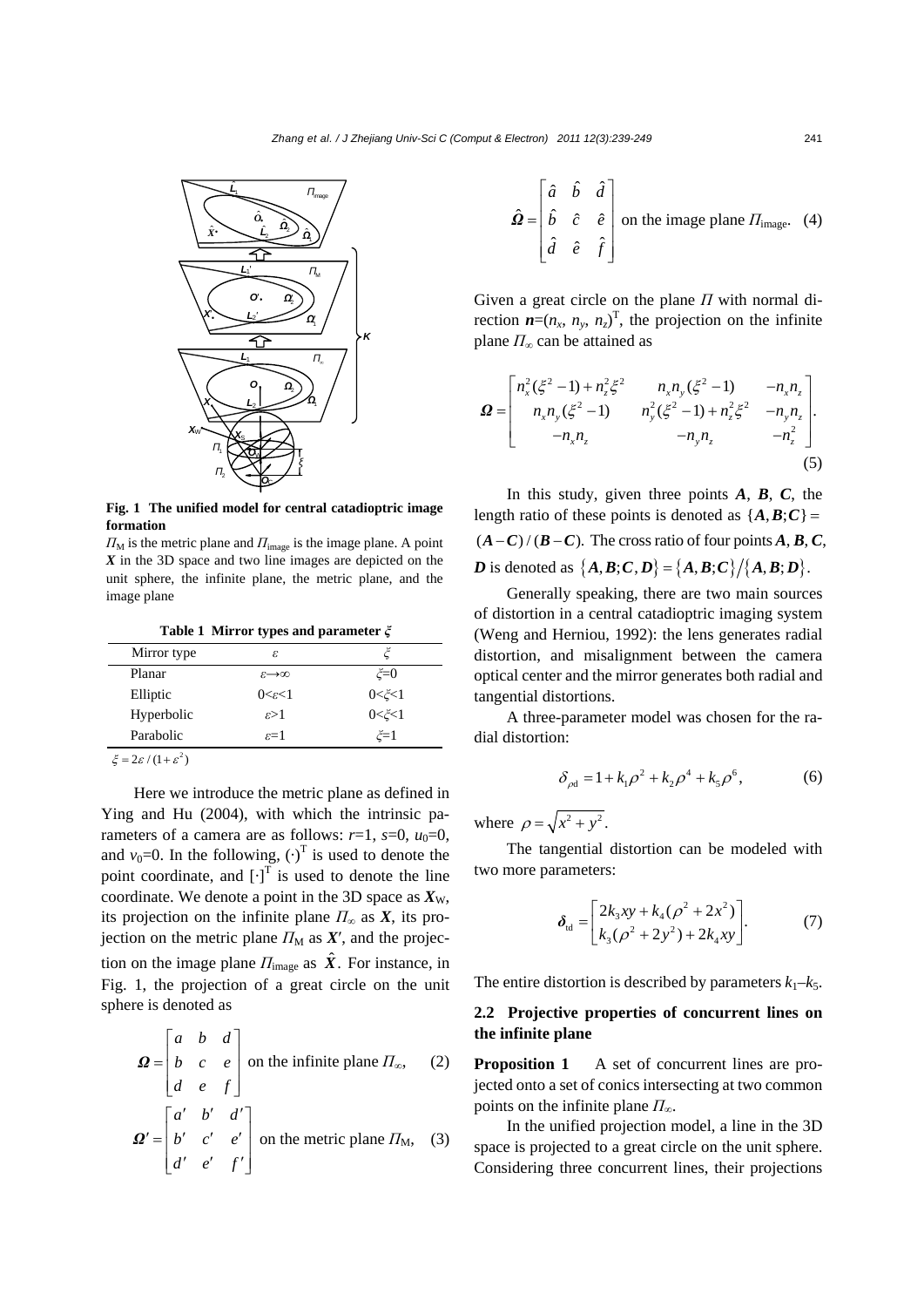**Fig. 1 The unified model for central catadioptric image formation**

$\Pi_M$ is the metric plane and $\Pi_{image}$ is the image plane. A point $\boldsymbol{X}$ in the 3D space and two line images are depicted on the unit sphere, the infinite plane, the metric plane, and the image plane

**Table 1 Mirror types and parameter $\xi$**

| Mirror type | $\varepsilon$ | $\xi$ |
|---|---|---|
| Planar | $\varepsilon\to\infty$ | $\xi$=0 |
| Elliptic | $0<\varepsilon<1$ | $0<\xi<1$ |
| Hyperbolic | $\varepsilon>1$ | $0<\xi<1$ |
| Parabolic | $\varepsilon$=1 | $\xi$=1 |

$\xi = 2\varepsilon/(1+\varepsilon^2)$

Here we introduce the metric plane as defined in Ying and Hu (2004), with which the intrinsic parameters of a camera are as follows: $r$=1, $s$=0, $u_0$=0, and $v_0$=0. In the following, $(\cdot)^{\mathrm{T}}$ is used to denote the point coordinate, and $[\cdot]^{\mathrm{T}}$ is used to denote the line coordinate. We denote a point in the 3D space as $\boldsymbol{X}_{\mathrm{W}}$, its projection on the infinite plane $\Pi_\infty$ as $\boldsymbol{X}$, its projection on the metric plane $\Pi_M$ as $\boldsymbol{X}'$, and the projection on the image plane $\Pi_{image}$ as $\hat{\boldsymbol{X}}$. For instance, in Fig. 1, the projection of a great circle on the unit sphere is denoted as

$$\boldsymbol{\Omega} = \begin{bmatrix} a & b & d \\ b & c & e \\ d & e & f \end{bmatrix} \text{ on the infinite plane } \Pi_\infty, \tag{2}$$

$$\boldsymbol{\Omega}' = \begin{bmatrix} a' & b' & d' \\ b' & c' & e' \\ d' & e' & f' \end{bmatrix} \text{ on the metric plane } \Pi_M, \tag{3}$$

$$\hat{\boldsymbol{\Omega}} = \begin{bmatrix} \hat{a} & \hat{b} & \hat{d} \\ \hat{b} & \hat{c} & \hat{e} \\ \hat{d} & \hat{e} & \hat{f} \end{bmatrix} \text{ on the image plane } \Pi_{image}. \tag{4}$$

Given a great circle on the plane $\Pi$ with normal direction $\boldsymbol{n}=(n_x, n_y, n_z)^{\mathrm{T}}$, the projection on the infinite plane $\Pi_\infty$ can be attained as

$$\boldsymbol{\Omega} = \begin{bmatrix} n_x^2(\xi^2-1)+n_z^2\xi^2 & n_x n_y(\xi^2-1) & -n_x n_z \\ n_x n_y(\xi^2-1) & n_y^2(\xi^2-1)+n_z^2\xi^2 & -n_y n_z \\ -n_x n_z & -n_y n_z & -n_z^2 \end{bmatrix}. \tag{5}$$

In this study, given three points $\boldsymbol{A}$, $\boldsymbol{B}$, $\boldsymbol{C}$, the length ratio of these points is denoted as $\{\boldsymbol{A},\boldsymbol{B};\boldsymbol{C}\} = (\boldsymbol{A}-\boldsymbol{C})/(\boldsymbol{B}-\boldsymbol{C})$. The cross ratio of four points $\boldsymbol{A}$, $\boldsymbol{B}$, $\boldsymbol{C}$, $\boldsymbol{D}$ is denoted as $\{\boldsymbol{A},\boldsymbol{B};\boldsymbol{C},\boldsymbol{D}\} = \{\boldsymbol{A},\boldsymbol{B};\boldsymbol{C}\}/\{\boldsymbol{A},\boldsymbol{B};\boldsymbol{D}\}$.

Generally speaking, there are two main sources of distortion in a central catadioptric imaging system (Weng and Herniou, 1992): the lens generates radial distortion, and misalignment between the camera optical center and the mirror generates both radial and tangential distortions.

A three-parameter model was chosen for the radial distortion:

$$\delta_{\rho\mathrm{d}} = 1 + k_1\rho^2 + k_2\rho^4 + k_5\rho^6, \tag{6}$$

where $\rho = \sqrt{x^2+y^2}$.

The tangential distortion can be modeled with two more parameters:

$$\boldsymbol{\delta}_{\mathrm{td}} = \begin{bmatrix} 2k_3xy + k_4(\rho^2+2x^2) \\ k_3(\rho^2+2y^2)+2k_4xy \end{bmatrix}. \tag{7}$$

The entire distortion is described by parameters $k_1$–$k_5$.

## 2.2 Projective properties of concurrent lines on the infinite plane

**Proposition 1** A set of concurrent lines are projected onto a set of conics intersecting at two common points on the infinite plane $\Pi_\infty$.

In the unified projection model, a line in the 3D space is projected to a great circle on the unit sphere. Considering three concurrent lines, their projections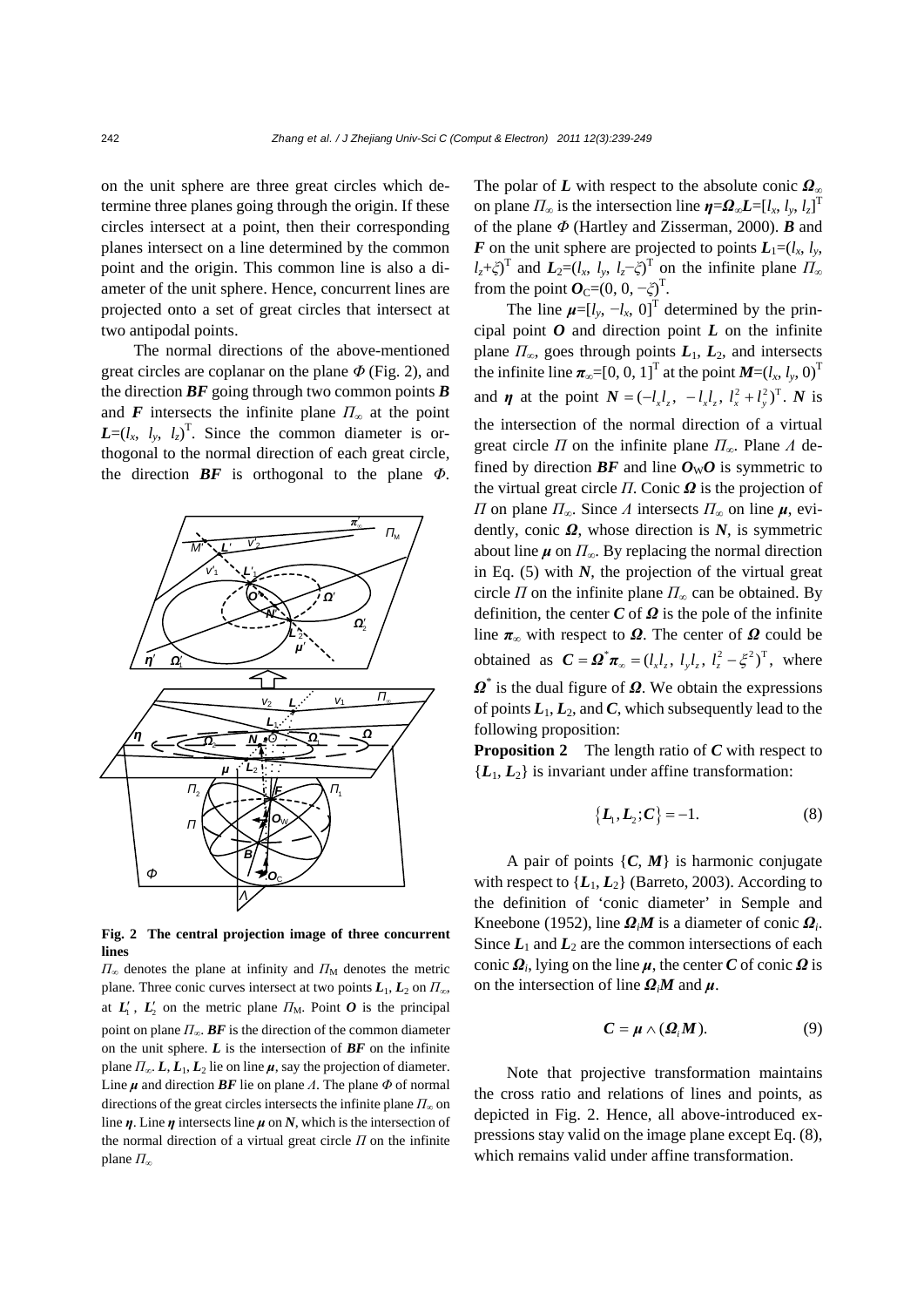on the unit sphere are three great circles which determine three planes going through the origin. If these circles intersect at a point, then their corresponding planes intersect on a line determined by the common point and the origin. This common line is also a diameter of the unit sphere. Hence, concurrent lines are projected onto a set of great circles that intersect at two antipodal points.

The normal directions of the above-mentioned great circles are coplanar on the plane $\Phi$ (Fig. 2), and the direction $\boldsymbol{BF}$ going through two common points $\boldsymbol{B}$ and $\boldsymbol{F}$ intersects the infinite plane $\Pi_\infty$ at the point $\boldsymbol{L}=(l_x, l_y, l_z)^{\mathrm{T}}$. Since the common diameter is orthogonal to the normal direction of each great circle, the direction $\boldsymbol{BF}$ is orthogonal to the plane $\Phi$.

**Fig. 2 The central projection image of three concurrent lines**

$\Pi_\infty$ denotes the plane at infinity and $\Pi_{\mathrm{M}}$ denotes the metric plane. Three conic curves intersect at two points $\boldsymbol{L}_1$, $\boldsymbol{L}_2$ on $\Pi_\infty$, at $\boldsymbol{L}'_1$, $\boldsymbol{L}'_2$ on the metric plane $\Pi_{\mathrm{M}}$. Point $\boldsymbol{O}$ is the principal point on plane $\Pi_\infty$. $\boldsymbol{BF}$ is the direction of the common diameter on the unit sphere. $\boldsymbol{L}$ is the intersection of $\boldsymbol{BF}$ on the infinite plane $\Pi_\infty$. $\boldsymbol{L}$, $\boldsymbol{L}_1$, $\boldsymbol{L}_2$ lie on line $\boldsymbol{\mu}$, say the projection of diameter. Line $\boldsymbol{\mu}$ and direction $\boldsymbol{BF}$ lie on plane $\Lambda$. The plane $\Phi$ of normal directions of the great circles intersects the infinite plane $\Pi_\infty$ on line $\boldsymbol{\eta}$. Line $\boldsymbol{\eta}$ intersects line $\boldsymbol{\mu}$ on $\boldsymbol{N}$, which is the intersection of the normal direction of a virtual great circle $\Pi$ on the infinite plane $\Pi_\infty$

The polar of $\boldsymbol{L}$ with respect to the absolute conic $\boldsymbol{\Omega}_\infty$ on plane $\Pi_\infty$ is the intersection line $\boldsymbol{\eta}=\boldsymbol{\Omega}_\infty\boldsymbol{L}=[l_x, l_y, l_z]^{\mathrm{T}}$ of the plane $\Phi$ (Hartley and Zisserman, 2000). $\boldsymbol{B}$ and $\boldsymbol{F}$ on the unit sphere are projected to points $\boldsymbol{L}_1=(l_x, l_y, l_z+\xi)^{\mathrm{T}}$ and $\boldsymbol{L}_2=(l_x, l_y, l_z-\xi)^{\mathrm{T}}$ on the infinite plane $\Pi_\infty$ from the point $\boldsymbol{O}_{\mathrm{C}}=(0, 0, -\xi)^{\mathrm{T}}$.

The line $\boldsymbol{\mu}=[l_y, -l_x, 0]^{\mathrm{T}}$ determined by the principal point $\boldsymbol{O}$ and direction point $\boldsymbol{L}$ on the infinite plane $\Pi_\infty$, goes through points $\boldsymbol{L}_1$, $\boldsymbol{L}_2$, and intersects the infinite line $\boldsymbol{\pi}_\infty=[0, 0, 1]^{\mathrm{T}}$ at the point $\boldsymbol{M}=(l_x, l_y, 0)^{\mathrm{T}}$ and $\boldsymbol{\eta}$ at the point $\boldsymbol{N}=(-l_x l_z,\ -l_x l_z,\ l_x^2+l_y^2)^{\mathrm{T}}$. $\boldsymbol{N}$ is the intersection of the normal direction of a virtual great circle $\Pi$ on the infinite plane $\Pi_\infty$. Plane $\Lambda$ defined by direction $\boldsymbol{BF}$ and line $\boldsymbol{O}_{\mathrm{W}}\boldsymbol{O}$ is symmetric to the virtual great circle $\Pi$. Conic $\boldsymbol{\Omega}$ is the projection of $\Pi$ on plane $\Pi_\infty$. Since $\Lambda$ intersects $\Pi_\infty$ on line $\boldsymbol{\mu}$, evidently, conic $\boldsymbol{\Omega}$, whose direction is $\boldsymbol{N}$, is symmetric about line $\boldsymbol{\mu}$ on $\Pi_\infty$. By replacing the normal direction in Eq. (5) with $\boldsymbol{N}$, the projection of the virtual great circle $\Pi$ on the infinite plane $\Pi_\infty$ can be obtained. By definition, the center $\boldsymbol{C}$ of $\boldsymbol{\Omega}$ is the pole of the infinite line $\boldsymbol{\pi}_\infty$ with respect to $\boldsymbol{\Omega}$. The center of $\boldsymbol{\Omega}$ could be obtained as $\boldsymbol{C}=\boldsymbol{\Omega}^*\boldsymbol{\pi}_\infty=(l_x l_z,\ l_y l_z,\ l_z^2-\xi^2)^{\mathrm{T}}$, where $\boldsymbol{\Omega}^*$ is the dual figure of $\boldsymbol{\Omega}$. We obtain the expressions of points $\boldsymbol{L}_1$, $\boldsymbol{L}_2$, and $\boldsymbol{C}$, which subsequently lead to the following proposition:

**Proposition 2** The length ratio of $\boldsymbol{C}$ with respect to $\{\boldsymbol{L}_1, \boldsymbol{L}_2\}$ is invariant under affine transformation:

$$\{\boldsymbol{L}_1, \boldsymbol{L}_2; \boldsymbol{C}\}=-1. \tag{8}$$

A pair of points $\{\boldsymbol{C}, \boldsymbol{M}\}$ is harmonic conjugate with respect to $\{\boldsymbol{L}_1, \boldsymbol{L}_2\}$ (Barreto, 2003). According to the definition of 'conic diameter' in Semple and Kneebone (1952), line $\boldsymbol{\Omega}_i\boldsymbol{M}$ is a diameter of conic $\boldsymbol{\Omega}_i$. Since $\boldsymbol{L}_1$ and $\boldsymbol{L}_2$ are the common intersections of each conic $\boldsymbol{\Omega}_i$, lying on the line $\boldsymbol{\mu}$, the center $\boldsymbol{C}$ of conic $\boldsymbol{\Omega}$ is on the intersection of line $\boldsymbol{\Omega}_i\boldsymbol{M}$ and $\boldsymbol{\mu}$.

$$\boldsymbol{C}=\boldsymbol{\mu}\wedge(\boldsymbol{\Omega}_i\boldsymbol{M}). \tag{9}$$

Note that projective transformation maintains the cross ratio and relations of lines and points, as depicted in Fig. 2. Hence, all above-introduced expressions stay valid on the image plane except Eq. (8), which remains valid under affine transformation.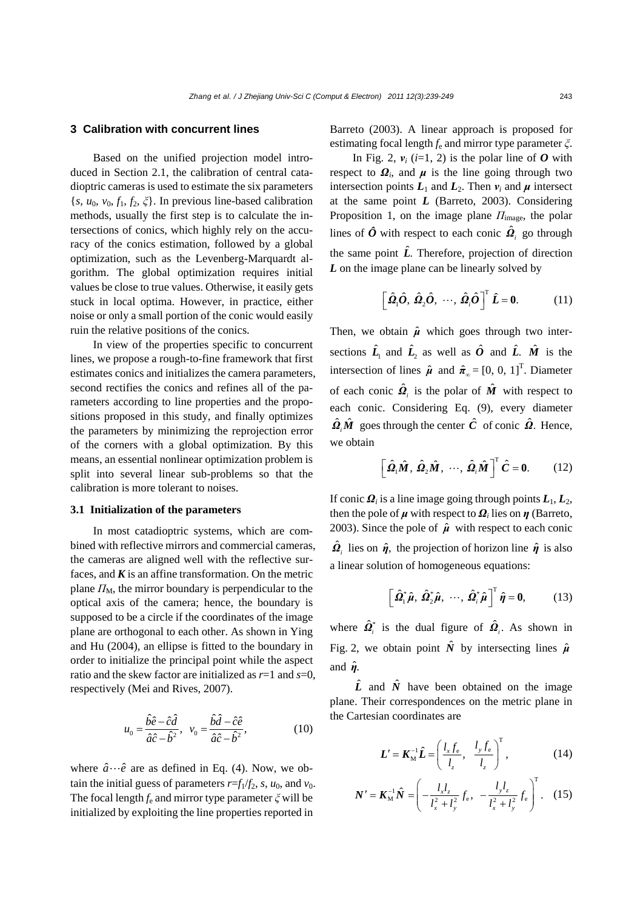## 3 Calibration with concurrent lines

Based on the unified projection model introduced in Section 2.1, the calibration of central catadioptric cameras is used to estimate the six parameters $\{s, u_0, v_0, f_1, f_2, \xi\}$. In previous line-based calibration methods, usually the first step is to calculate the intersections of conics, which highly rely on the accuracy of the conics estimation, followed by a global optimization, such as the Levenberg-Marquardt algorithm. The global optimization requires initial values be close to true values. Otherwise, it easily gets stuck in local optima. However, in practice, either noise or only a small portion of the conic would easily ruin the relative positions of the conics.

In view of the properties specific to concurrent lines, we propose a rough-to-fine framework that first estimates conics and initializes the camera parameters, second rectifies the conics and refines all of the parameters according to line properties and the propositions proposed in this study, and finally optimizes the parameters by minimizing the reprojection error of the corners with a global optimization. By this means, an essential nonlinear optimization problem is split into several linear sub-problems so that the calibration is more tolerant to noises.

### 3.1 Initialization of the parameters

In most catadioptric systems, which are combined with reflective mirrors and commercial cameras, the cameras are aligned well with the reflective surfaces, and $\boldsymbol{K}$ is an affine transformation. On the metric plane $\Pi_{\mathrm{M}}$, the mirror boundary is perpendicular to the optical axis of the camera; hence, the boundary is supposed to be a circle if the coordinates of the image plane are orthogonal to each other. As shown in Ying and Hu (2004), an ellipse is fitted to the boundary in order to initialize the principal point while the aspect ratio and the skew factor are initialized as $r$=1 and $s$=0, respectively (Mei and Rives, 2007).

$$u_0 = \frac{\hat{b}\hat{e} - \hat{c}\hat{d}}{\hat{a}\hat{c} - \hat{b}^2}, \quad v_0 = \frac{\hat{b}\hat{d} - \hat{c}\hat{e}}{\hat{a}\hat{c} - \hat{b}^2}, \tag{10}$$

where $\hat{a} \cdots \hat{e}$ are as defined in Eq. (4). Now, we obtain the initial guess of parameters $r=f_1/f_2$, $s$, $u_0$, and $v_0$. The focal length $f_{\mathrm{e}}$ and mirror type parameter $\xi$ will be initialized by exploiting the line properties reported in Barreto (2003). A linear approach is proposed for estimating focal length $f_{\mathrm{e}}$ and mirror type parameter $\xi$.

In Fig. 2, $\boldsymbol{v}_i$ ($i$=1, 2) is the polar line of $\boldsymbol{O}$ with respect to $\boldsymbol{\Omega}_i$, and $\boldsymbol{\mu}$ is the line going through two intersection points $\boldsymbol{L}_1$ and $\boldsymbol{L}_2$. Then $\boldsymbol{v}_i$ and $\boldsymbol{\mu}$ intersect at the same point $\boldsymbol{L}$ (Barreto, 2003). Considering Proposition 1, on the image plane $\Pi_{\mathrm{image}}$, the polar lines of $\hat{\boldsymbol{O}}$ with respect to each conic $\hat{\boldsymbol{\Omega}}_i$ go through the same point $\hat{\boldsymbol{L}}$. Therefore, projection of direction $\boldsymbol{L}$ on the image plane can be linearly solved by

$$\left[\hat{\boldsymbol{\Omega}}_1\hat{\boldsymbol{O}},\ \hat{\boldsymbol{\Omega}}_2\hat{\boldsymbol{O}},\ \cdots,\ \hat{\boldsymbol{\Omega}}_i\hat{\boldsymbol{O}}\right]^{\mathrm{T}} \hat{\boldsymbol{L}} = \boldsymbol{0}. \tag{11}$$

Then, we obtain $\hat{\boldsymbol{\mu}}$ which goes through two intersections $\hat{\boldsymbol{L}}_1$ and $\hat{\boldsymbol{L}}_2$ as well as $\hat{\boldsymbol{O}}$ and $\hat{\boldsymbol{L}}$. $\hat{\boldsymbol{M}}$ is the intersection of lines $\hat{\boldsymbol{\mu}}$ and $\hat{\boldsymbol{\pi}}_\infty = [0, 0, 1]^{\mathrm{T}}$. Diameter of each conic $\hat{\boldsymbol{\Omega}}_i$ is the polar of $\hat{\boldsymbol{M}}$ with respect to each conic. Considering Eq. (9), every diameter $\hat{\boldsymbol{\Omega}}_i\hat{\boldsymbol{M}}$ goes through the center $\hat{\boldsymbol{C}}$ of conic $\hat{\boldsymbol{\Omega}}$. Hence, we obtain

$$\left[\hat{\boldsymbol{\Omega}}_1\hat{\boldsymbol{M}},\ \hat{\boldsymbol{\Omega}}_2\hat{\boldsymbol{M}},\ \cdots,\ \hat{\boldsymbol{\Omega}}_i\hat{\boldsymbol{M}}\right]^{\mathrm{T}} \hat{\boldsymbol{C}} = \boldsymbol{0}. \tag{12}$$

If conic $\boldsymbol{\Omega}_i$ is a line image going through points $\boldsymbol{L}_1$, $\boldsymbol{L}_2$, then the pole of $\boldsymbol{\mu}$ with respect to $\boldsymbol{\Omega}_i$ lies on $\boldsymbol{\eta}$ (Barreto, 2003). Since the pole of $\hat{\boldsymbol{\mu}}$ with respect to each conic $\hat{\boldsymbol{\Omega}}_i$ lies on $\hat{\boldsymbol{\eta}}$, the projection of horizon line $\hat{\boldsymbol{\eta}}$ is also a linear solution of homogeneous equations:

$$\left[\hat{\boldsymbol{\Omega}}_1^*\hat{\boldsymbol{\mu}},\ \hat{\boldsymbol{\Omega}}_2^*\hat{\boldsymbol{\mu}},\ \cdots,\ \hat{\boldsymbol{\Omega}}_i^*\hat{\boldsymbol{\mu}}\right]^{\mathrm{T}} \hat{\boldsymbol{\eta}} = \boldsymbol{0}, \tag{13}$$

where $\hat{\boldsymbol{\Omega}}_i^*$ is the dual figure of $\hat{\boldsymbol{\Omega}}_i$. As shown in Fig. 2, we obtain point $\hat{\boldsymbol{N}}$ by intersecting lines $\hat{\boldsymbol{\mu}}$ and $\hat{\boldsymbol{\eta}}$.

$\hat{\boldsymbol{L}}$ and $\hat{\boldsymbol{N}}$ have been obtained on the image plane. Their correspondences on the metric plane in the Cartesian coordinates are

$$\boldsymbol{L}' = \boldsymbol{K}_{\mathrm{M}}^{-1}\hat{\boldsymbol{L}} = \left(\frac{l_x f_{\mathrm{e}}}{l_z},\ \frac{l_y f_{\mathrm{e}}}{l_z}\right)^{\mathrm{T}}, \tag{14}$$

$$\boldsymbol{N}' = \boldsymbol{K}_{\mathrm{M}}^{-1}\hat{\boldsymbol{N}} = \left(-\frac{l_x l_z}{l_x^2 + l_y^2} f_{\mathrm{e}},\ -\frac{l_y l_z}{l_x^2 + l_y^2} f_{\mathrm{e}}\right)^{\mathrm{T}}. \tag{15}$$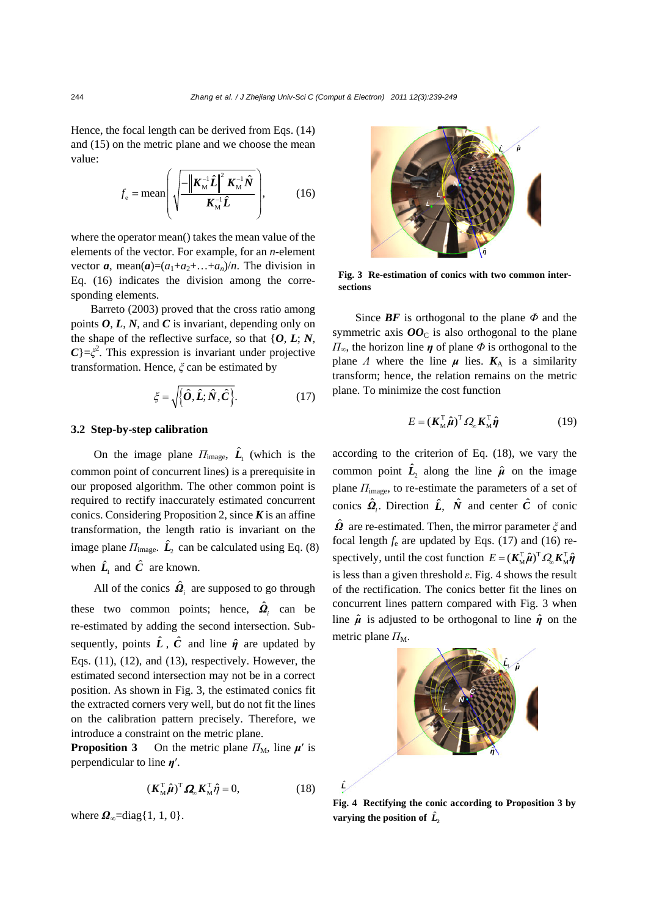Hence, the focal length can be derived from Eqs. (14) and (15) on the metric plane and we choose the mean value:

$$f_e = \text{mean}\left(\sqrt{\frac{-\left\|\boldsymbol{K}_M^{-1}\hat{\boldsymbol{L}}\right\|^2 \boldsymbol{K}_M^{-1}\hat{\boldsymbol{N}}}{\boldsymbol{K}_M^{-1}\hat{\boldsymbol{L}}}}\right), \tag{16}$$

where the operator mean() takes the mean value of the elements of the vector. For example, for an $n$-element vector $\boldsymbol{a}$, mean($\boldsymbol{a}$)=$(a_1+a_2+\ldots+a_n)/n$. The division in Eq. (16) indicates the division among the corresponding elements.

Barreto (2003) proved that the cross ratio among points $\boldsymbol{O}$, $\boldsymbol{L}$, $\boldsymbol{N}$, and $\boldsymbol{C}$ is invariant, depending only on the shape of the reflective surface, so that $\{\boldsymbol{O}, \boldsymbol{L}; \boldsymbol{N}, \boldsymbol{C}\}=\xi^2$. This expression is invariant under projective transformation. Hence, $\xi$ can be estimated by

$$\xi = \sqrt{\{\hat{\boldsymbol{O}}, \hat{\boldsymbol{L}}; \hat{\boldsymbol{N}}, \hat{\boldsymbol{C}}\}}. \tag{17}$$

### 3.2 Step-by-step calibration

On the image plane $\Pi_{\text{image}}$, $\hat{\boldsymbol{L}}_1$ (which is the common point of concurrent lines) is a prerequisite in our proposed algorithm. The other common point is required to rectify inaccurately estimated concurrent conics. Considering Proposition 2, since $\boldsymbol{K}$ is an affine transformation, the length ratio is invariant on the image plane $\Pi_{\text{image}}$. $\hat{\boldsymbol{L}}_2$ can be calculated using Eq. (8) when $\hat{\boldsymbol{L}}_1$ and $\hat{\boldsymbol{C}}$ are known.

All of the conics $\hat{\boldsymbol{\Omega}}_i$ are supposed to go through these two common points; hence, $\hat{\boldsymbol{\Omega}}_i$ can be re-estimated by adding the second intersection. Subsequently, points $\hat{\boldsymbol{L}}$, $\hat{\boldsymbol{C}}$ and line $\hat{\boldsymbol{\eta}}$ are updated by Eqs. (11), (12), and (13), respectively. However, the estimated second intersection may not be in a correct position. As shown in Fig. 3, the estimated conics fit the extracted corners very well, but do not fit the lines on the calibration pattern precisely. Therefore, we introduce a constraint on the metric plane.

**Proposition 3** On the metric plane $\Pi_M$, line $\boldsymbol{\mu}'$ is perpendicular to line $\boldsymbol{\eta}'$.

$$(\boldsymbol{K}_M^{\text{T}}\hat{\boldsymbol{\mu}})^{\text{T}}\boldsymbol{\Omega}_\infty \boldsymbol{K}_M^{\text{T}}\hat{\eta} = 0, \tag{18}$$

where $\boldsymbol{\Omega}_\infty$=diag{1, 1, 0}.

Fig. 3 Re-estimation of conics with two common intersections

Since $\boldsymbol{BF}$ is orthogonal to the plane $\Phi$ and the symmetric axis $\boldsymbol{OO}_C$ is also orthogonal to the plane $\Pi_\infty$, the horizon line $\boldsymbol{\eta}$ of plane $\Phi$ is orthogonal to the plane $\Lambda$ where the line $\boldsymbol{\mu}$ lies. $\boldsymbol{K}_A$ is a similarity transform; hence, the relation remains on the metric plane. To minimize the cost function

$$E = (\boldsymbol{K}_M^{\text{T}}\hat{\boldsymbol{\mu}})^{\text{T}}\Omega_\infty \boldsymbol{K}_M^{\text{T}}\hat{\boldsymbol{\eta}} \tag{19}$$

according to the criterion of Eq. (18), we vary the common point $\hat{\boldsymbol{L}}_2$ along the line $\hat{\boldsymbol{\mu}}$ on the image plane $\Pi_{\text{image}}$, to re-estimate the parameters of a set of conics $\hat{\boldsymbol{\Omega}}_i$. Direction $\hat{\boldsymbol{L}}$, $\hat{\boldsymbol{N}}$ and center $\hat{\boldsymbol{C}}$ of conic $\hat{\boldsymbol{\Omega}}$ are re-estimated. Then, the mirror parameter $\xi$ and focal length $f_e$ are updated by Eqs. (17) and (16) respectively, until the cost function $E = (\boldsymbol{K}_M^{\text{T}}\hat{\boldsymbol{\mu}})^{\text{T}}\Omega_\infty \boldsymbol{K}_M^{\text{T}}\hat{\boldsymbol{\eta}}$ is less than a given threshold $\varepsilon$. Fig. 4 shows the result of the rectification. The conics better fit the lines on concurrent lines pattern compared with Fig. 3 when line $\hat{\boldsymbol{\mu}}$ is adjusted to be orthogonal to line $\hat{\boldsymbol{\eta}}$ on the metric plane $\Pi_M$.

Fig. 4 Rectifying the conic according to Proposition 3 by varying the position of $\hat{\boldsymbol{L}}_2$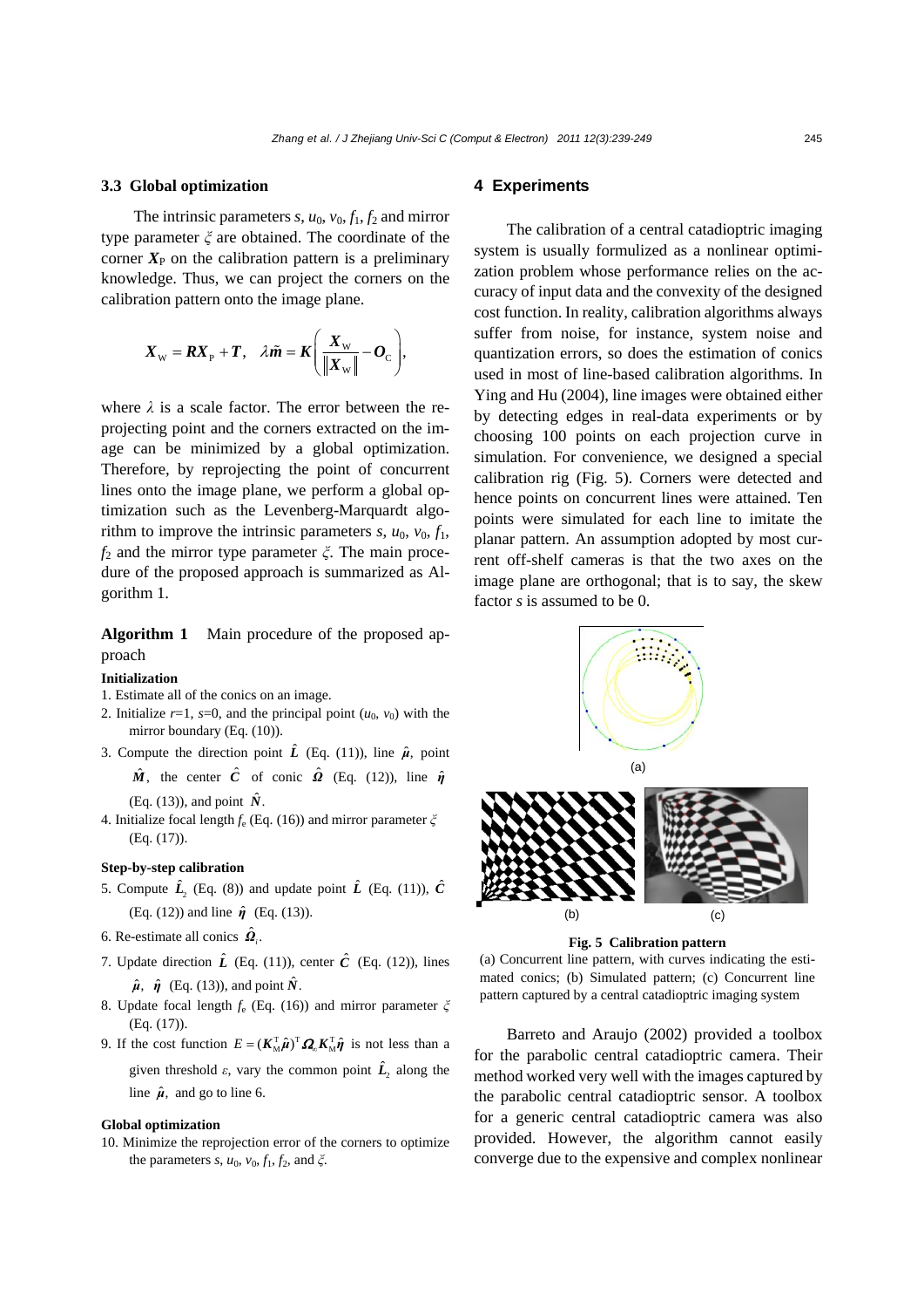### 3.3 Global optimization

The intrinsic parameters $s$, $u_0$, $v_0$, $f_1$, $f_2$ and mirror type parameter $\xi$ are obtained. The coordinate of the corner $\boldsymbol{X}_\mathrm{P}$ on the calibration pattern is a preliminary knowledge. Thus, we can project the corners on the calibration pattern onto the image plane.

$$\boldsymbol{X}_\mathrm{W} = \boldsymbol{R}\boldsymbol{X}_\mathrm{P} + \boldsymbol{T}, \quad \lambda\tilde{\boldsymbol{m}} = \boldsymbol{K}\left(\frac{\boldsymbol{X}_\mathrm{W}}{\|\boldsymbol{X}_\mathrm{W}\|} - \boldsymbol{O}_\mathrm{C}\right),$$

where $\lambda$ is a scale factor. The error between the reprojecting point and the corners extracted on the image can be minimized by a global optimization. Therefore, by reprojecting the point of concurrent lines onto the image plane, we perform a global optimization such as the Levenberg-Marquardt algorithm to improve the intrinsic parameters $s$, $u_0$, $v_0$, $f_1$, $f_2$ and the mirror type parameter $\xi$. The main procedure of the proposed approach is summarized as Algorithm 1.

**Algorithm 1** Main procedure of the proposed approach

**Initialization**

1. Estimate all of the conics on an image.
2. Initialize $r$=1, $s$=0, and the principal point ($u_0$, $v_0$) with the mirror boundary (Eq. (10)).
3. Compute the direction point $\hat{\boldsymbol{L}}$ (Eq. (11)), line $\hat{\boldsymbol{\mu}}$, point $\hat{\boldsymbol{M}}$, the center $\hat{\boldsymbol{C}}$ of conic $\hat{\boldsymbol{\Omega}}$ (Eq. (12)), line $\hat{\boldsymbol{\eta}}$ (Eq. (13)), and point $\hat{\boldsymbol{N}}$.
4. Initialize focal length $f_\mathrm{e}$ (Eq. (16)) and mirror parameter $\xi$ (Eq. (17)).

**Step-by-step calibration**

5. Compute $\hat{\boldsymbol{L}}_2$ (Eq. (8)) and update point $\hat{\boldsymbol{L}}$ (Eq. (11)), $\hat{\boldsymbol{C}}$ (Eq. (12)) and line $\hat{\boldsymbol{\eta}}$ (Eq. (13)).
6. Re-estimate all conics $\hat{\boldsymbol{\Omega}}_i$.
7. Update direction $\hat{\boldsymbol{L}}$ (Eq. (11)), center $\hat{\boldsymbol{C}}$ (Eq. (12)), lines $\hat{\boldsymbol{\mu}}$, $\hat{\boldsymbol{\eta}}$ (Eq. (13)), and point $\hat{\boldsymbol{N}}$.
8. Update focal length $f_\mathrm{e}$ (Eq. (16)) and mirror parameter $\xi$ (Eq. (17)).
9. If the cost function $E = (\boldsymbol{K}_\mathrm{M}^\mathrm{T}\hat{\boldsymbol{\mu}})^\mathrm{T}\boldsymbol{\Omega}_\infty\boldsymbol{K}_\mathrm{M}^\mathrm{T}\hat{\boldsymbol{\eta}}$ is not less than a given threshold $\varepsilon$, vary the common point $\hat{\boldsymbol{L}}_2$ along the line $\hat{\boldsymbol{\mu}}$, and go to line 6.

**Global optimization**

10. Minimize the reprojection error of the corners to optimize the parameters $s$, $u_0$, $v_0$, $f_1$, $f_2$, and $\xi$.

## 4 Experiments

The calibration of a central catadioptric imaging system is usually formulized as a nonlinear optimization problem whose performance relies on the accuracy of input data and the convexity of the designed cost function. In reality, calibration algorithms always suffer from noise, for instance, system noise and quantization errors, so does the estimation of conics used in most of line-based calibration algorithms. In Ying and Hu (2004), line images were obtained either by detecting edges in real-data experiments or by choosing 100 points on each projection curve in simulation. For convenience, we designed a special calibration rig (Fig. 5). Corners were detected and hence points on concurrent lines were attained. Ten points were simulated for each line to imitate the planar pattern. An assumption adopted by most current off-shelf cameras is that the two axes on the image plane are orthogonal; that is to say, the skew factor $s$ is assumed to be 0.

(a)

(b) (c)

**Fig. 5 Calibration pattern**

(a) Concurrent line pattern, with curves indicating the estimated conics; (b) Simulated pattern; (c) Concurrent line pattern captured by a central catadioptric imaging system

Barreto and Araujo (2002) provided a toolbox for the parabolic central catadioptric camera. Their method worked very well with the images captured by the parabolic central catadioptric sensor. A toolbox for a generic central catadioptric camera was also provided. However, the algorithm cannot easily converge due to the expensive and complex nonlinear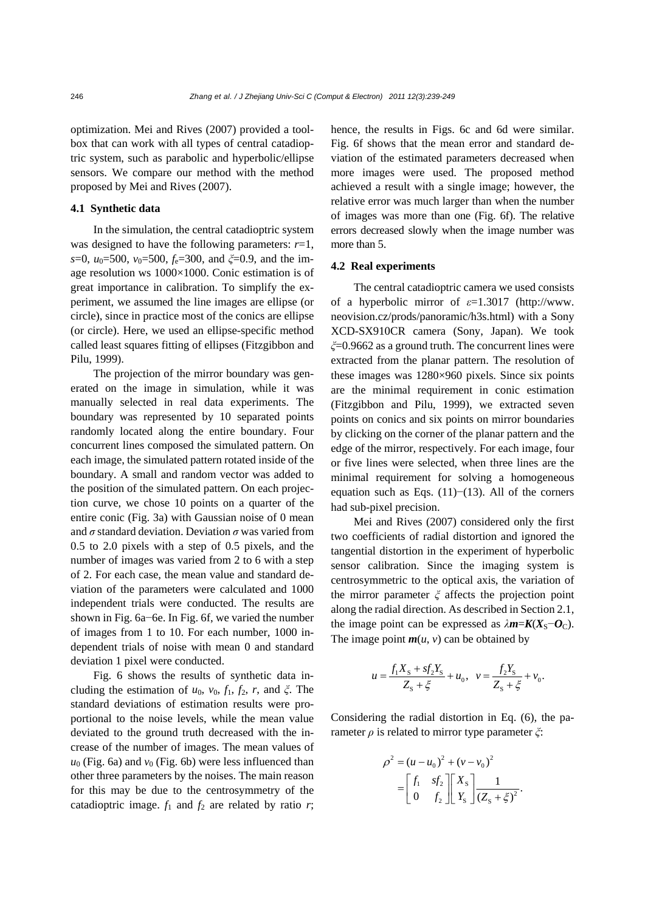optimization. Mei and Rives (2007) provided a toolbox that can work with all types of central catadioptric system, such as parabolic and hyperbolic/ellipse sensors. We compare our method with the method proposed by Mei and Rives (2007).

### 4.1 Synthetic data

In the simulation, the central catadioptric system was designed to have the following parameters: $r$=1, $s$=0, $u_0$=500, $v_0$=500, $f_e$=300, and $\xi$=0.9, and the image resolution ws 1000×1000. Conic estimation is of great importance in calibration. To simplify the experiment, we assumed the line images are ellipse (or circle), since in practice most of the conics are ellipse (or circle). Here, we used an ellipse-specific method called least squares fitting of ellipses (Fitzgibbon and Pilu, 1999).

The projection of the mirror boundary was generated on the image in simulation, while it was manually selected in real data experiments. The boundary was represented by 10 separated points randomly located along the entire boundary. Four concurrent lines composed the simulated pattern. On each image, the simulated pattern rotated inside of the boundary. A small and random vector was added to the position of the simulated pattern. On each projection curve, we chose 10 points on a quarter of the entire conic (Fig. 3a) with Gaussian noise of 0 mean and $\sigma$ standard deviation. Deviation $\sigma$ was varied from 0.5 to 2.0 pixels with a step of 0.5 pixels, and the number of images was varied from 2 to 6 with a step of 2. For each case, the mean value and standard deviation of the parameters were calculated and 1000 independent trials were conducted. The results are shown in Fig. 6a−6e. In Fig. 6f, we varied the number of images from 1 to 10. For each number, 1000 independent trials of noise with mean 0 and standard deviation 1 pixel were conducted.

Fig. 6 shows the results of synthetic data including the estimation of $u_0$, $v_0$, $f_1$, $f_2$, $r$, and $\xi$. The standard deviations of estimation results were proportional to the noise levels, while the mean value deviated to the ground truth decreased with the increase of the number of images. The mean values of $u_0$ (Fig. 6a) and $v_0$ (Fig. 6b) were less influenced than other three parameters by the noises. The main reason for this may be due to the centrosymmetry of the catadioptric image. $f_1$ and $f_2$ are related by ratio $r$; hence, the results in Figs. 6c and 6d were similar. Fig. 6f shows that the mean error and standard deviation of the estimated parameters decreased when more images were used. The proposed method achieved a result with a single image; however, the relative error was much larger than when the number of images was more than one (Fig. 6f). The relative errors decreased slowly when the image number was more than 5.

### 4.2 Real experiments

The central catadioptric camera we used consists of a hyperbolic mirror of $\varepsilon$=1.3017 (http://www.neovision.cz/prods/panoramic/h3s.html) with a Sony XCD-SX910CR camera (Sony, Japan). We took $\xi$=0.9662 as a ground truth. The concurrent lines were extracted from the planar pattern. The resolution of these images was 1280×960 pixels. Since six points are the minimal requirement in conic estimation (Fitzgibbon and Pilu, 1999), we extracted seven points on conics and six points on mirror boundaries by clicking on the corner of the planar pattern and the edge of the mirror, respectively. For each image, four or five lines were selected, when three lines are the minimal requirement for solving a homogeneous equation such as Eqs. (11)−(13). All of the corners had sub-pixel precision.

Mei and Rives (2007) considered only the first two coefficients of radial distortion and ignored the tangential distortion in the experiment of hyperbolic sensor calibration. Since the imaging system is centrosymmetric to the optical axis, the variation of the mirror parameter $\xi$ affects the projection point along the radial direction. As described in Section 2.1, the image point can be expressed as $\lambda\boldsymbol{m}=\boldsymbol{K}(\boldsymbol{X}_{\mathrm{S}}-\boldsymbol{O}_{\mathrm{C}})$. The image point $\boldsymbol{m}(u, v)$ can be obtained by

$$u=\frac{f_1X_{\mathrm{S}}+sf_2Y_{\mathrm{S}}}{Z_{\mathrm{S}}+\xi}+u_0,\quad v=\frac{f_2Y_{\mathrm{S}}}{Z_{\mathrm{S}}+\xi}+v_0.$$

Considering the radial distortion in Eq. (6), the parameter $\rho$ is related to mirror type parameter $\xi$:

$$\begin{aligned}\rho^2&=(u-u_0)^2+(v-v_0)^2\\&=\begin{bmatrix}f_1 & sf_2\\0 & f_2\end{bmatrix}\begin{bmatrix}X_{\mathrm{S}}\\Y_{\mathrm{S}}\end{bmatrix}\frac{1}{(Z_{\mathrm{S}}+\xi)^2}.\end{aligned}$$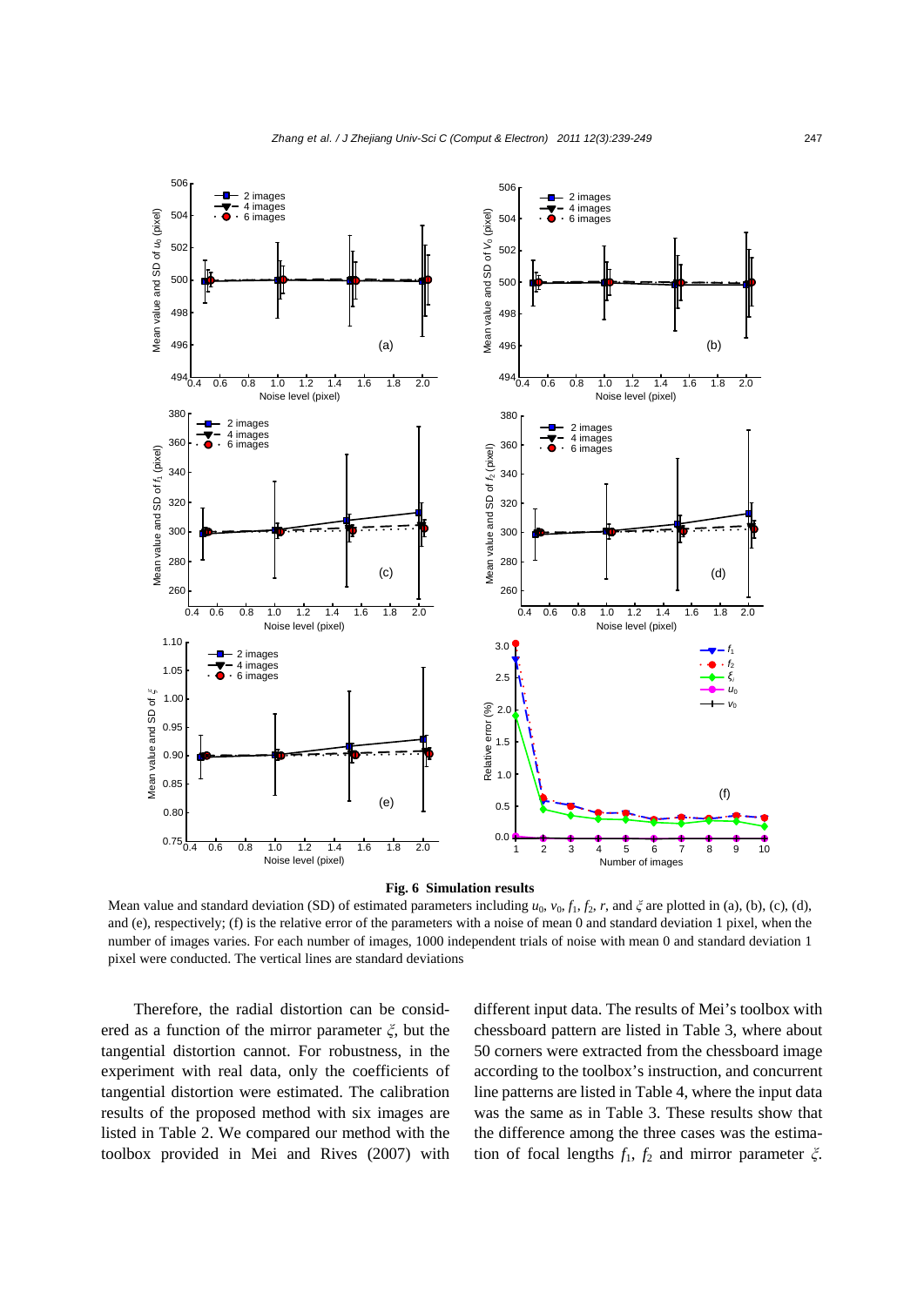**Fig. 6 Simulation results**

Mean value and standard deviation (SD) of estimated parameters including $u_0$, $v_0$, $f_1$, $f_2$, $r$, and $\xi$ are plotted in (a), (b), (c), (d), and (e), respectively; (f) is the relative error of the parameters with a noise of mean 0 and standard deviation 1 pixel, when the number of images varies. For each number of images, 1000 independent trials of noise with mean 0 and standard deviation 1 pixel were conducted. The vertical lines are standard deviations

Therefore, the radial distortion can be considered as a function of the mirror parameter $\xi$, but the tangential distortion cannot. For robustness, in the experiment with real data, only the coefficients of tangential distortion were estimated. The calibration results of the proposed method with six images are listed in Table 2. We compared our method with the toolbox provided in Mei and Rives (2007) with different input data. The results of Mei's toolbox with chessboard pattern are listed in Table 3, where about 50 corners were extracted from the chessboard image according to the toolbox's instruction, and concurrent line patterns are listed in Table 4, where the input data was the same as in Table 3. These results show that the difference among the three cases was the estimation of focal lengths $f_1$, $f_2$ and mirror parameter $\xi$.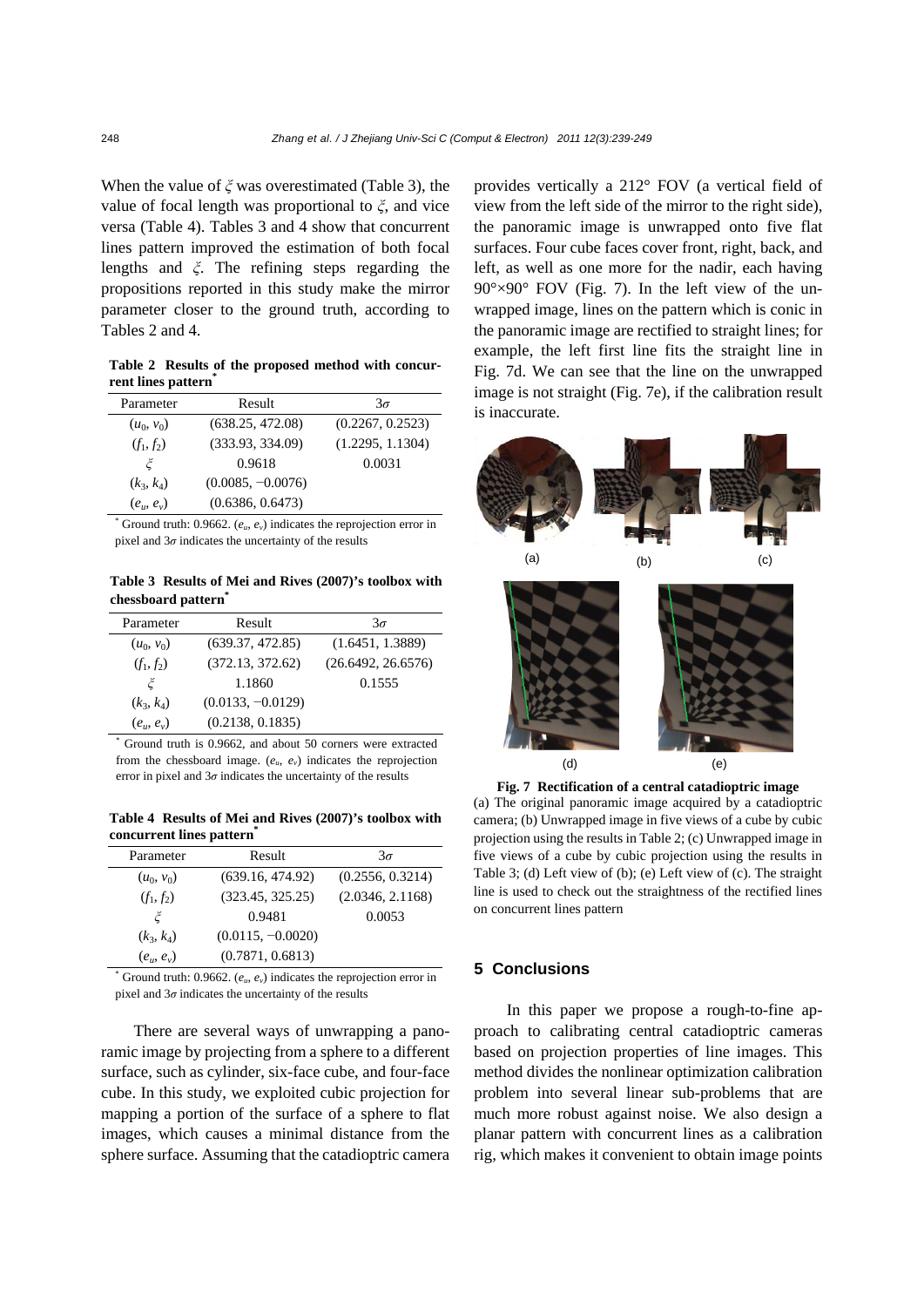When the value of $\xi$ was overestimated (Table 3), the value of focal length was proportional to $\xi$, and vice versa (Table 4). Tables 3 and 4 show that concurrent lines pattern improved the estimation of both focal lengths and $\xi$. The refining steps regarding the propositions reported in this study make the mirror parameter closer to the ground truth, according to Tables 2 and 4.

**Table 2 Results of the proposed method with concurrent lines pattern***

| Parameter | Result | $3\sigma$ |
|---|---|---|
| $(u_0, v_0)$ | (638.25, 472.08) | (0.2267, 0.2523) |
| $(f_1, f_2)$ | (333.93, 334.09) | (1.2295, 1.1304) |
| $\xi$ | 0.9618 | 0.0031 |
| $(k_3, k_4)$ | (0.0085, −0.0076) | |
| $(e_u, e_v)$ | (0.6386, 0.6473) | |

\* Ground truth: 0.9662. $(e_u, e_v)$ indicates the reprojection error in pixel and $3\sigma$ indicates the uncertainty of the results

**Table 3 Results of Mei and Rives (2007)'s toolbox with chessboard pattern***

| Parameter | Result | $3\sigma$ |
|---|---|---|
| $(u_0, v_0)$ | (639.37, 472.85) | (1.6451, 1.3889) |
| $(f_1, f_2)$ | (372.13, 372.62) | (26.6492, 26.6576) |
| $\xi$ | 1.1860 | 0.1555 |
| $(k_3, k_4)$ | (0.0133, −0.0129) | |
| $(e_u, e_v)$ | (0.2138, 0.1835) | |

\* Ground truth is 0.9662, and about 50 corners were extracted from the chessboard image. $(e_u, e_v)$ indicates the reprojection error in pixel and $3\sigma$ indicates the uncertainty of the results

**Table 4 Results of Mei and Rives (2007)'s toolbox with concurrent lines pattern***

| Parameter | Result | $3\sigma$ |
|---|---|---|
| $(u_0, v_0)$ | (639.16, 474.92) | (0.2556, 0.3214) |
| $(f_1, f_2)$ | (323.45, 325.25) | (2.0346, 2.1168) |
| $\xi$ | 0.9481 | 0.0053 |
| $(k_3, k_4)$ | (0.0115, −0.0020) | |
| $(e_u, e_v)$ | (0.7871, 0.6813) | |

\* Ground truth: 0.9662. $(e_u, e_v)$ indicates the reprojection error in pixel and $3\sigma$ indicates the uncertainty of the results

There are several ways of unwrapping a panoramic image by projecting from a sphere to a different surface, such as cylinder, six-face cube, and four-face cube. In this study, we exploited cubic projection for mapping a portion of the surface of a sphere to flat images, which causes a minimal distance from the sphere surface. Assuming that the catadioptric camera provides vertically a 212° FOV (a vertical field of view from the left side of the mirror to the right side), the panoramic image is unwrapped onto five flat surfaces. Four cube faces cover front, right, back, and left, as well as one more for the nadir, each having 90°×90° FOV (Fig. 7). In the left view of the unwrapped image, lines on the pattern which is conic in the panoramic image are rectified to straight lines; for example, the left first line fits the straight line in Fig. 7d. We can see that the line on the unwrapped image is not straight (Fig. 7e), if the calibration result is inaccurate.

**Fig. 7 Rectification of a central catadioptric image**
(a) The original panoramic image acquired by a catadioptric camera; (b) Unwrapped image in five views of a cube by cubic projection using the results in Table 2; (c) Unwrapped image in five views of a cube by cubic projection using the results in Table 3; (d) Left view of (b); (e) Left view of (c). The straight line is used to check out the straightness of the rectified lines on concurrent lines pattern

## 5 Conclusions

In this paper we propose a rough-to-fine approach to calibrating central catadioptric cameras based on projection properties of line images. This method divides the nonlinear optimization calibration problem into several linear sub-problems that are much more robust against noise. We also design a planar pattern with concurrent lines as a calibration rig, which makes it convenient to obtain image points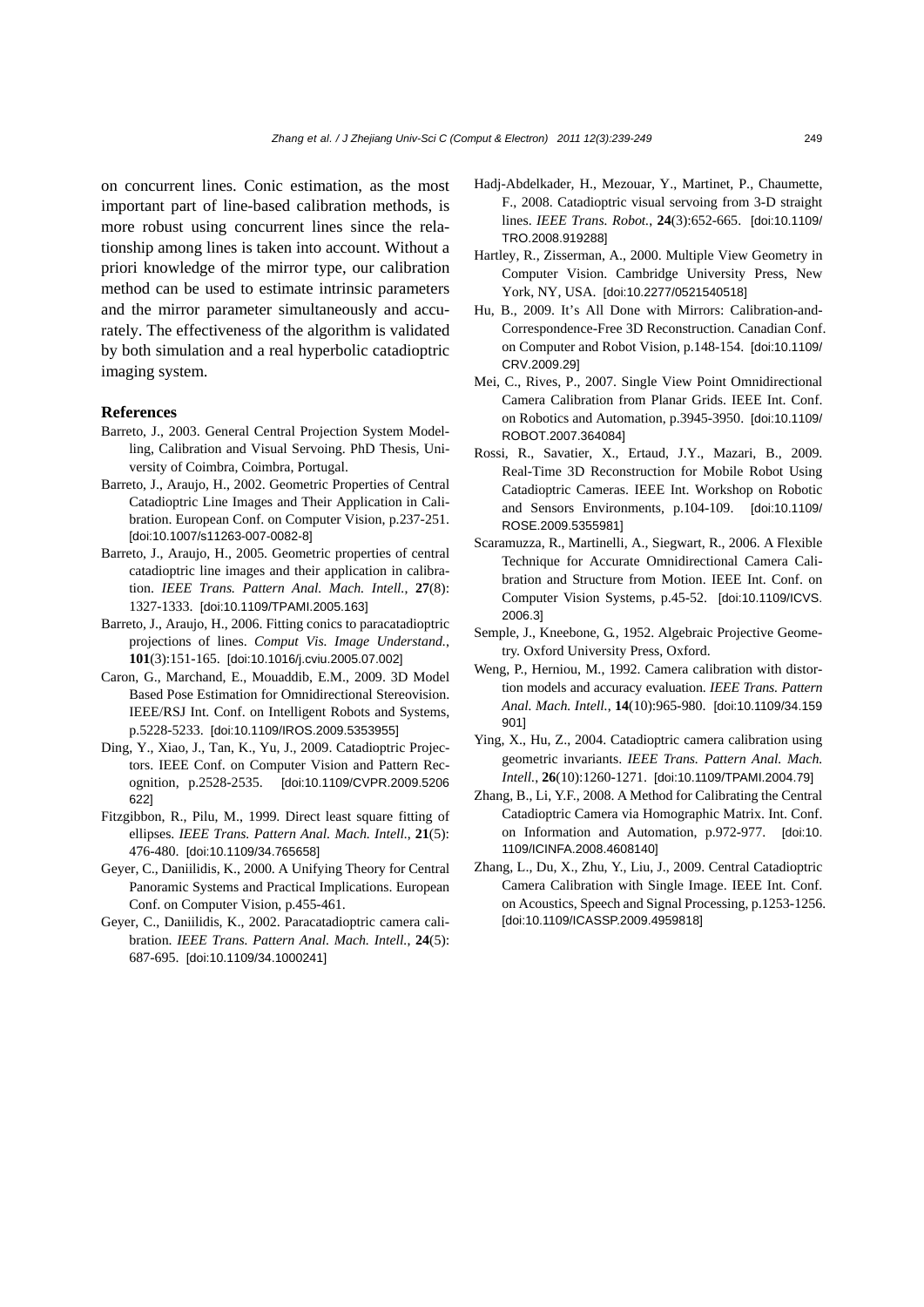on concurrent lines. Conic estimation, as the most important part of line-based calibration methods, is more robust using concurrent lines since the relationship among lines is taken into account. Without a priori knowledge of the mirror type, our calibration method can be used to estimate intrinsic parameters and the mirror parameter simultaneously and accurately. The effectiveness of the algorithm is validated by both simulation and a real hyperbolic catadioptric imaging system.

## References

- Barreto, J., 2003. General Central Projection System Modelling, Calibration and Visual Servoing. PhD Thesis, University of Coimbra, Coimbra, Portugal.
- Barreto, J., Araujo, H., 2002. Geometric Properties of Central Catadioptric Line Images and Their Application in Calibration. European Conf. on Computer Vision, p.237-251. [doi:10.1007/s11263-007-0082-8]
- Barreto, J., Araujo, H., 2005. Geometric properties of central catadioptric line images and their application in calibration. *IEEE Trans. Pattern Anal. Mach. Intell.*, **27**(8): 1327-1333. [doi:10.1109/TPAMI.2005.163]
- Barreto, J., Araujo, H., 2006. Fitting conics to paracatadioptric projections of lines. *Comput Vis. Image Understand.*, **101**(3):151-165. [doi:10.1016/j.cviu.2005.07.002]
- Caron, G., Marchand, E., Mouaddib, E.M., 2009. 3D Model Based Pose Estimation for Omnidirectional Stereovision. IEEE/RSJ Int. Conf. on Intelligent Robots and Systems, p.5228-5233. [doi:10.1109/IROS.2009.5353955]
- Ding, Y., Xiao, J., Tan, K., Yu, J., 2009. Catadioptric Projectors. IEEE Conf. on Computer Vision and Pattern Recognition, p.2528-2535. [doi:10.1109/CVPR.2009.5206622]
- Fitzgibbon, R., Pilu, M., 1999. Direct least square fitting of ellipses. *IEEE Trans. Pattern Anal. Mach. Intell.*, **21**(5): 476-480. [doi:10.1109/34.765658]
- Geyer, C., Daniilidis, K., 2000. A Unifying Theory for Central Panoramic Systems and Practical Implications. European Conf. on Computer Vision, p.455-461.
- Geyer, C., Daniilidis, K., 2002. Paracatadioptric camera calibration. *IEEE Trans. Pattern Anal. Mach. Intell.*, **24**(5): 687-695. [doi:10.1109/34.1000241]
- Hadj-Abdelkader, H., Mezouar, Y., Martinet, P., Chaumette, F., 2008. Catadioptric visual servoing from 3-D straight lines. *IEEE Trans. Robot.*, **24**(3):652-665. [doi:10.1109/TRO.2008.919288]
- Hartley, R., Zisserman, A., 2000. Multiple View Geometry in Computer Vision. Cambridge University Press, New York, NY, USA. [doi:10.2277/0521540518]
- Hu, B., 2009. It's All Done with Mirrors: Calibration-and-Correspondence-Free 3D Reconstruction. Canadian Conf. on Computer and Robot Vision, p.148-154. [doi:10.1109/CRV.2009.29]
- Mei, C., Rives, P., 2007. Single View Point Omnidirectional Camera Calibration from Planar Grids. IEEE Int. Conf. on Robotics and Automation, p.3945-3950. [doi:10.1109/ROBOT.2007.364084]
- Rossi, R., Savatier, X., Ertaud, J.Y., Mazari, B., 2009. Real-Time 3D Reconstruction for Mobile Robot Using Catadioptric Cameras. IEEE Int. Workshop on Robotic and Sensors Environments, p.104-109. [doi:10.1109/ROSE.2009.5355981]
- Scaramuzza, R., Martinelli, A., Siegwart, R., 2006. A Flexible Technique for Accurate Omnidirectional Camera Calibration and Structure from Motion. IEEE Int. Conf. on Computer Vision Systems, p.45-52. [doi:10.1109/ICVS.2006.3]
- Semple, J., Kneebone, G., 1952. Algebraic Projective Geometry. Oxford University Press, Oxford.
- Weng, P., Herniou, M., 1992. Camera calibration with distortion models and accuracy evaluation. *IEEE Trans. Pattern Anal. Mach. Intell.*, **14**(10):965-980. [doi:10.1109/34.159901]
- Ying, X., Hu, Z., 2004. Catadioptric camera calibration using geometric invariants. *IEEE Trans. Pattern Anal. Mach. Intell.*, **26**(10):1260-1271. [doi:10.1109/TPAMI.2004.79]
- Zhang, B., Li, Y.F., 2008. A Method for Calibrating the Central Catadioptric Camera via Homographic Matrix. Int. Conf. on Information and Automation, p.972-977. [doi:10.1109/ICINFA.2008.4608140]
- Zhang, L., Du, X., Zhu, Y., Liu, J., 2009. Central Catadioptric Camera Calibration with Single Image. IEEE Int. Conf. on Acoustics, Speech and Signal Processing, p.1253-1256. [doi:10.1109/ICASSP.2009.4959818]